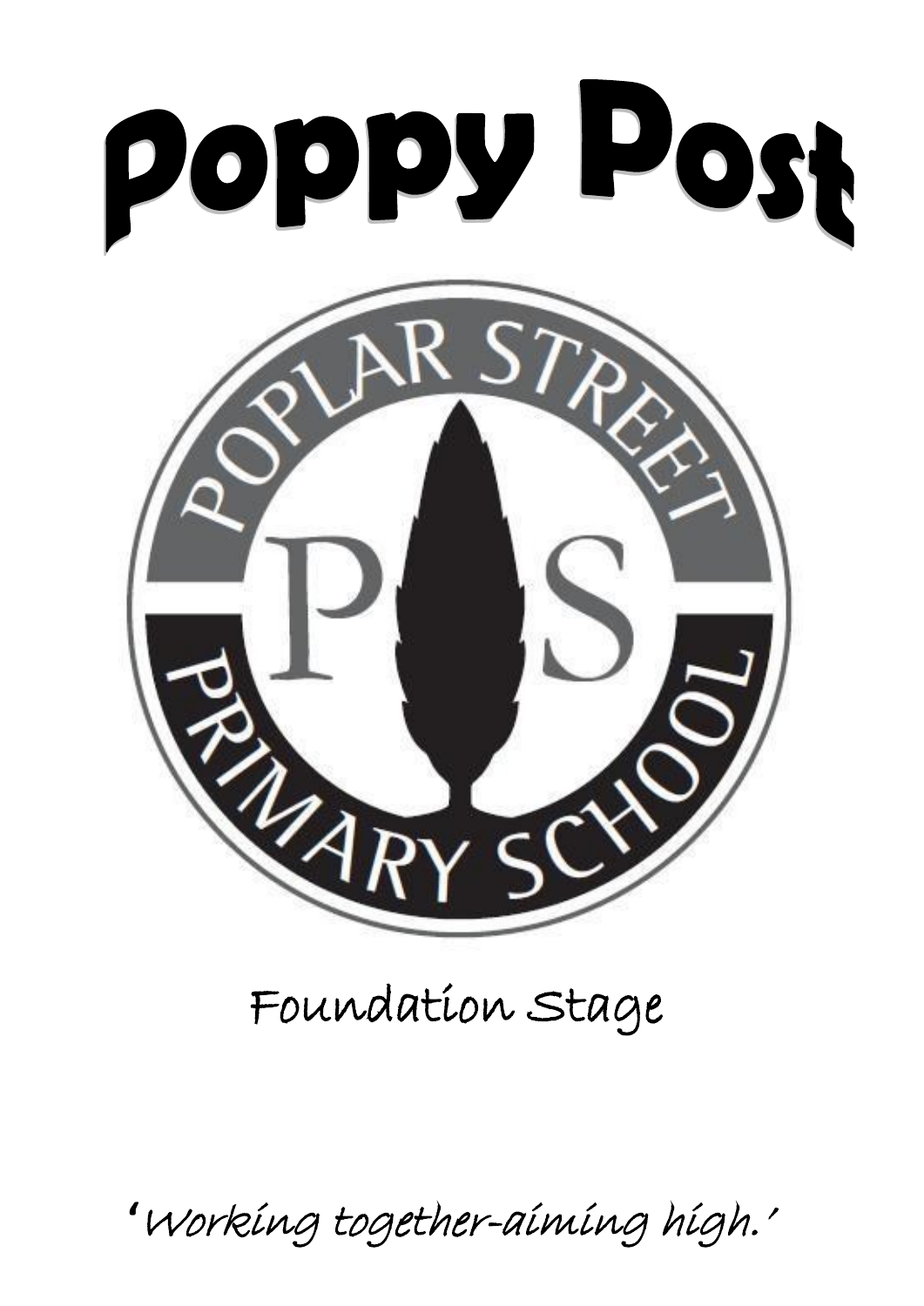# Poppy Post

POPLAR STREET

PS

PRIMARY SCHOOL

Foundation Stage

*'Working together-aiming high.'*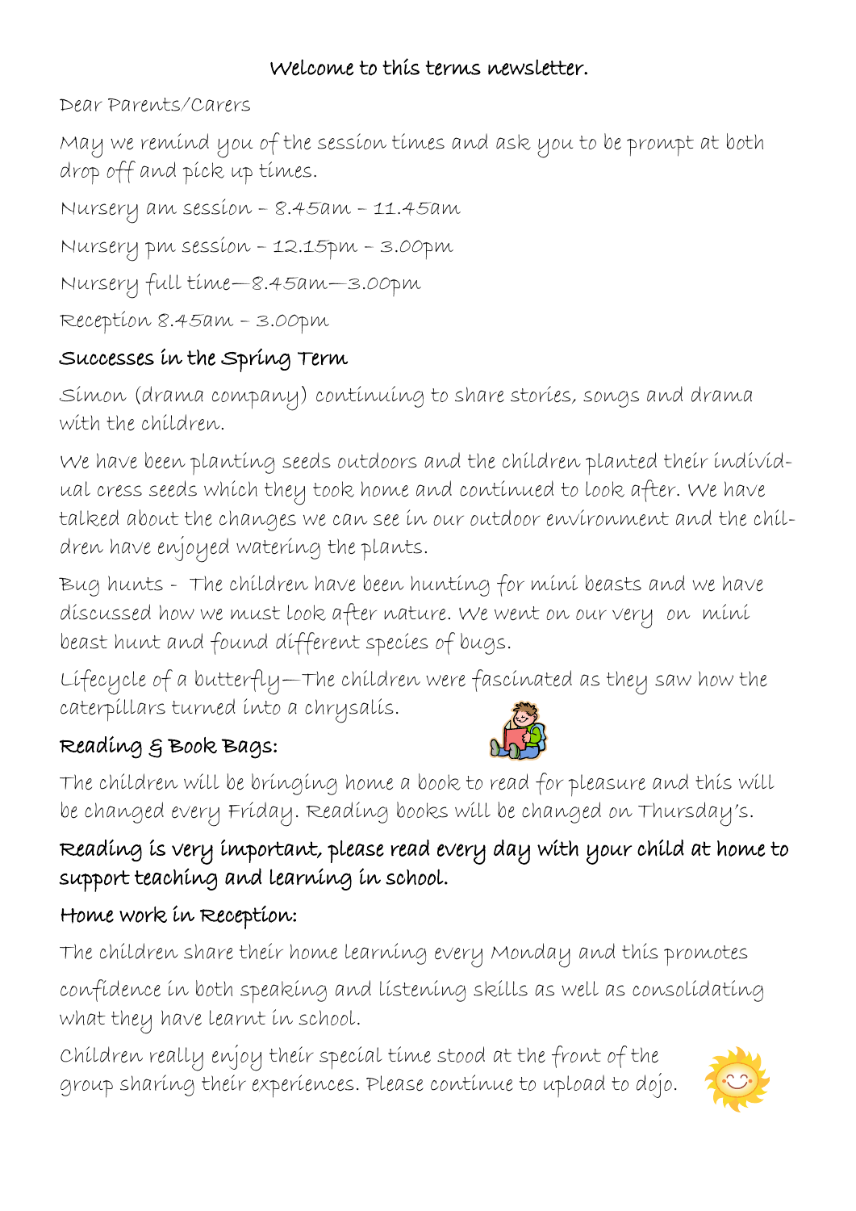**Welcome to this terms newsletter.**

Dear Parents/Carers

May we remind you of the session times and ask you to be prompt at both drop off and pick up times.

Nursery am session – 8.45am – 11.45am

Nursery pm session – 12.15pm – 3.00pm

Nursery full time—8.45am—3.00pm

Reception 8.45am – 3.00pm

**Successes in the Spring Term**

Simon (drama company) continuing to share stories, songs and drama with the children.

We have been planting seeds outdoors and the children planted their individual cress seeds which they took home and continued to look after. We have talked about the changes we can see in our outdoor environment and the children have enjoyed watering the plants.

Bug hunts - The children have been hunting for mini beasts and we have discussed how we must look after nature. We went on our very on mini beast hunt and found different species of bugs.

Lifecycle of a butterfly—The children were fascinated as they saw how the caterpillars turned into a chrysalis.

**Reading & Book Bags:**

The children will be bringing home a book to read for pleasure and this will be changed every Friday. Reading books will be changed on Thursday's.

**Reading is very important, please read every day with your child at home to support teaching and learning in school.**

**Home work in Reception:**

The children share their home learning every Monday and this promotes confidence in both speaking and listening skills as well as consolidating what they have learnt in school.

Children really enjoy their special time stood at the front of the group sharing their experiences. Please continue to upload to dojo.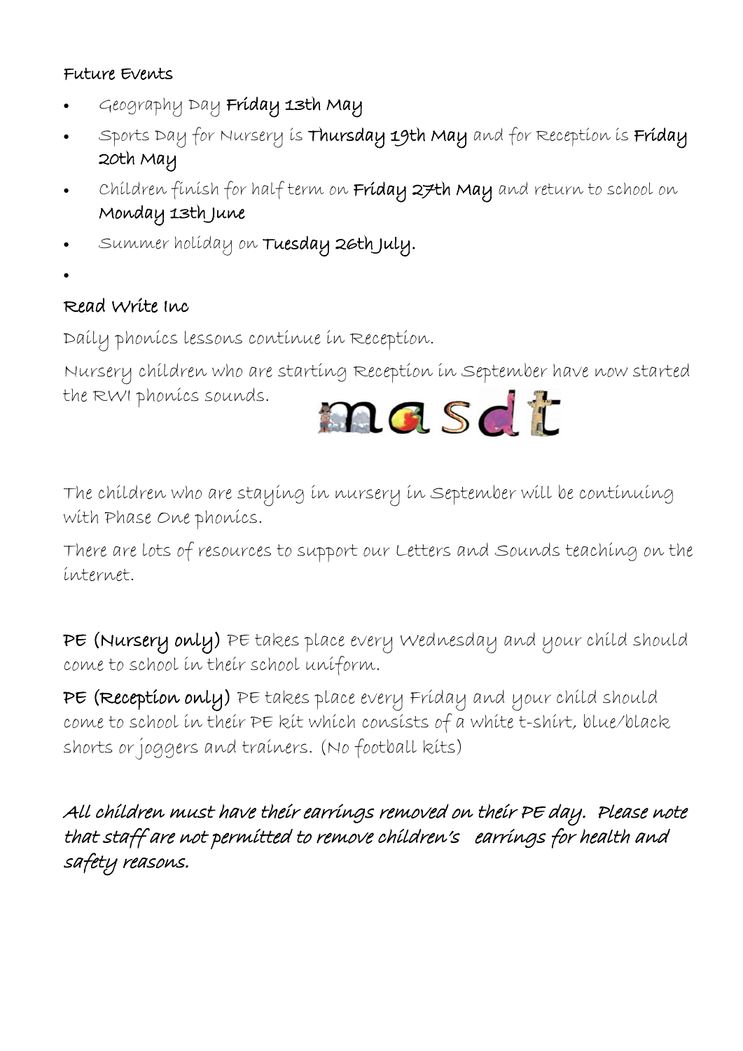### Future Events

- Geography Day **Friday 13th May**
- Sports Day for Nursery is **Thursday 19th May** and for Reception is **Friday 20th May**
- Children finish for half term on **Friday 27th May** and return to school on **Monday 13th June**
- Summer holiday on **Tuesday 26th July.**
-

### Read Write Inc

Daily phonics lessons continue in Reception.

Nursery children who are starting Reception in September have now started the RWI phonics sounds.

The children who are staying in nursery in September will be continuing with Phase One phonics.

There are lots of resources to support our Letters and Sounds teaching on the internet.

**PE (Nursery only)** PE takes place every Wednesday and your child should come to school in their school uniform.

**PE (Reception only)** PE takes place every Friday and your child should come to school in their PE kit which consists of a white t-shirt, blue/black shorts or joggers and trainers. (No football kits)

***All children must have their earrings removed on their PE day. Please note that staff are not permitted to remove children's earrings for health and safety reasons.***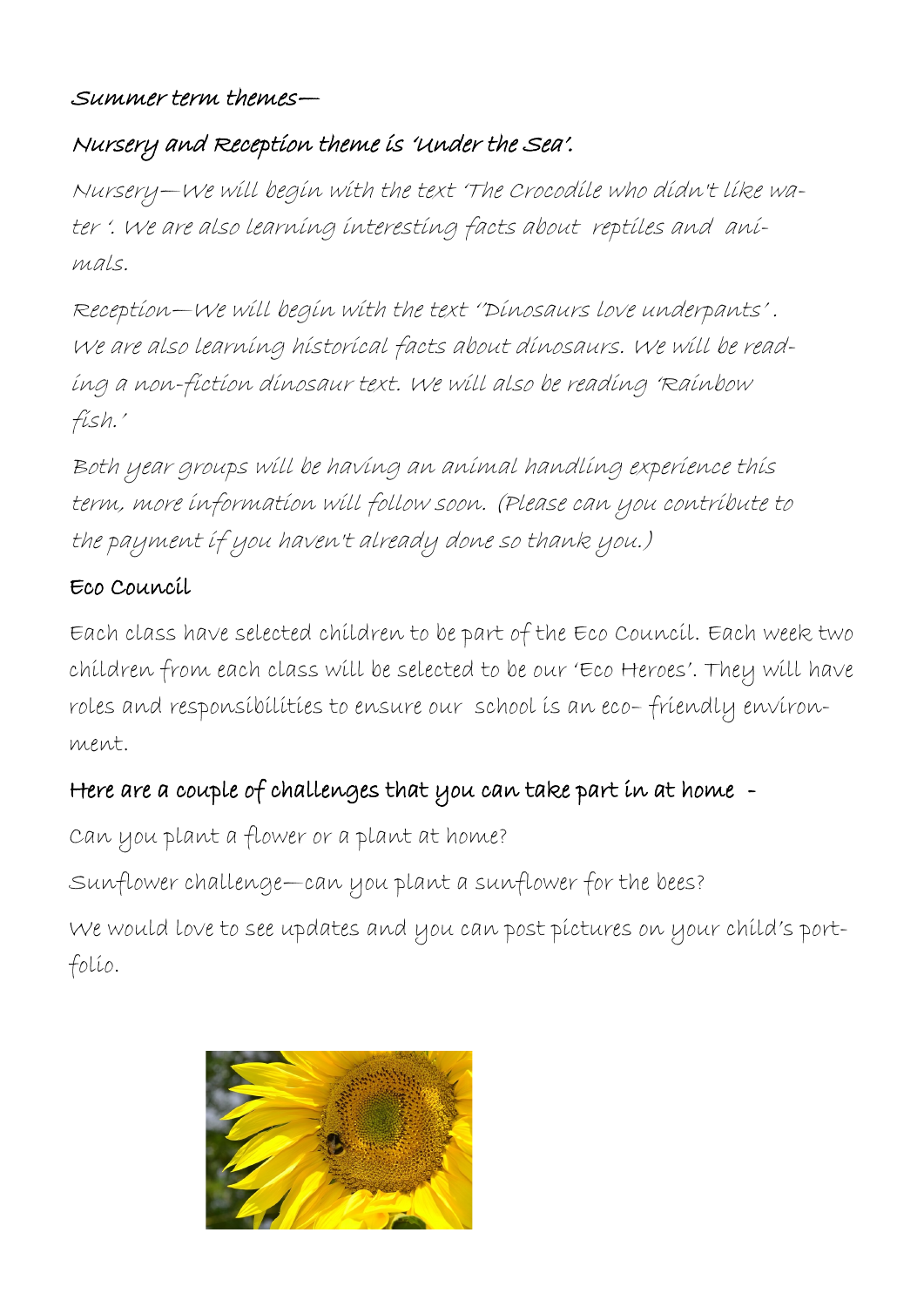## Summer term themes—

## Nursery and Reception theme is 'Under the Sea'.

Nursery—We will begin with the text 'The Crocodile who didn't like water '. We are also learning interesting facts about reptiles and animals.

Reception—We will begin with the text ''Dinosaurs love underpants' . We are also learning historical facts about dinosaurs. We will be reading a non-fiction dinosaur text. We will also be reading 'Rainbow fish.'

Both year groups will be having an animal handling experience this term, more information will follow soon. (Please can you contribute to the payment if you haven't already done so thank you.)

### Eco Council

Each class have selected children to be part of the Eco Council. Each week two children from each class will be selected to be our 'Eco Heroes'. They will have roles and responsibilities to ensure our school is an eco- friendly environment.

### Here are a couple of challenges that you can take part in at home -

Can you plant a flower or a plant at home?

Sunflower challenge—can you plant a sunflower for the bees?

We would love to see updates and you can post pictures on your child's portfolio.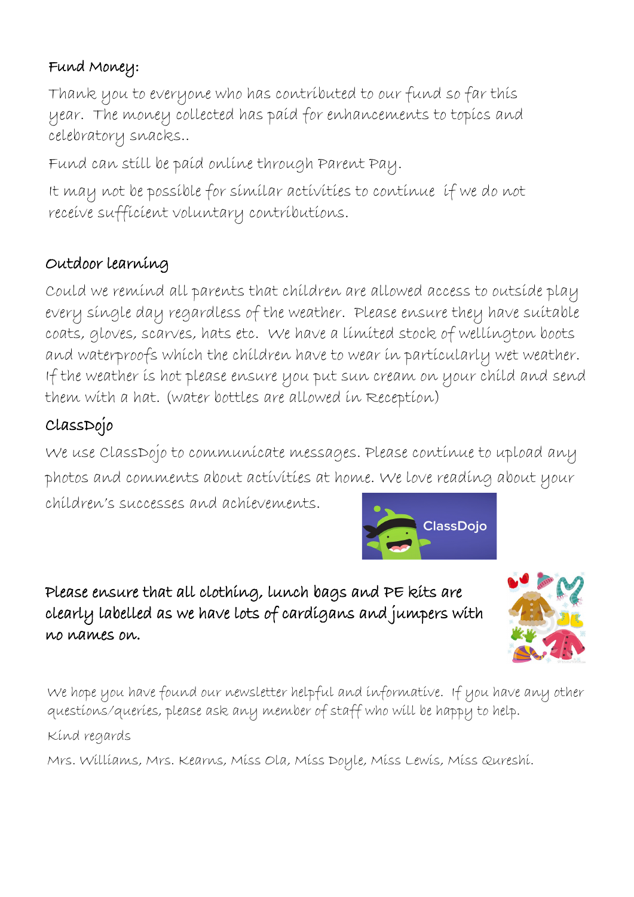## Fund Money:

Thank you to everyone who has contributed to our fund so far this year. The money collected has paid for enhancements to topics and celebratory snacks..

Fund can still be paid online through Parent Pay.

It may not be possible for similar activities to continue if we do not receive sufficient voluntary contributions.

## Outdoor learning

Could we remind all parents that children are allowed access to outside play every single day regardless of the weather. Please ensure they have suitable coats, gloves, scarves, hats etc. We have a limited stock of wellington boots and waterproofs which the children have to wear in particularly wet weather. If the weather is hot please ensure you put sun cream on your child and send them with a hat. (water bottles are allowed in Reception)

## ClassDojo

We use ClassDojo to communicate messages. Please continue to upload any photos and comments about activities at home. We love reading about your children's successes and achievements.

**Please ensure that all clothing, lunch bags and PE kits are clearly labelled as we have lots of cardigans and jumpers with no names on.**

We hope you have found our newsletter helpful and informative. If you have any other questions/queries, please ask any member of staff who will be happy to help.

Kind regards

Mrs. Williams, Mrs. Kearns, Miss Ola, Miss Doyle, Miss Lewis, Miss Qureshi.